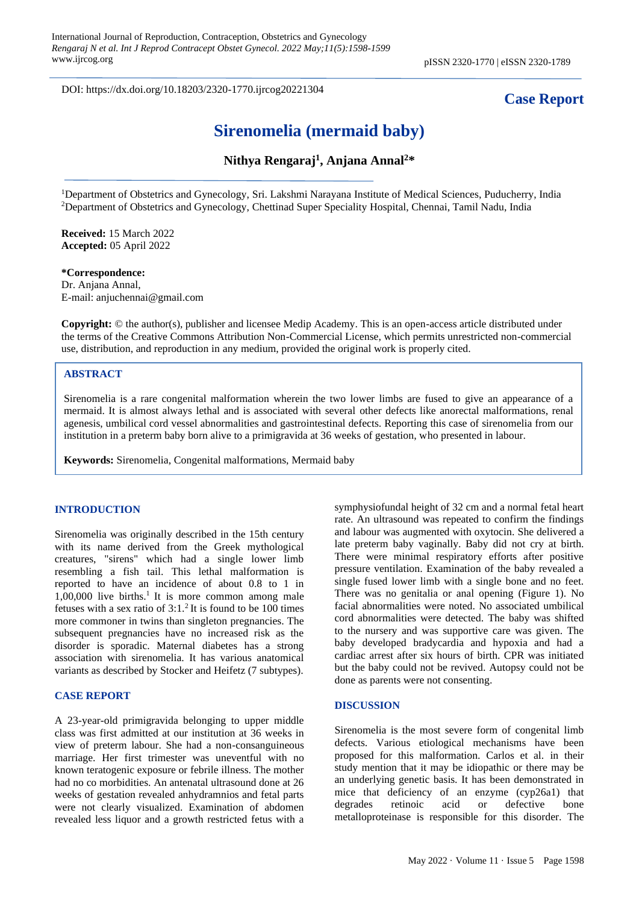DOI: https://dx.doi.org/10.18203/2320-1770.ijrcog20221304

**Case Report**

# Sirenomelia (mermaid baby)

**Nithya Rengaraj[1], Anjana Annal[2]\***

[1]Department of Obstetrics and Gynecology, Sri. Lakshmi Narayana Institute of Medical Sciences, Puducherry, India
[2]Department of Obstetrics and Gynecology, Chettinad Super Speciality Hospital, Chennai, Tamil Nadu, India

**Received:** 15 March 2022
**Accepted:** 05 April 2022

**\*Correspondence:**
Dr. Anjana Annal,
E-mail: anjuchennai@gmail.com

**Copyright:** © the author(s), publisher and licensee Medip Academy. This is an open-access article distributed under the terms of the Creative Commons Attribution Non-Commercial License, which permits unrestricted non-commercial use, distribution, and reproduction in any medium, provided the original work is properly cited.

## ABSTRACT

Sirenomelia is a rare congenital malformation wherein the two lower limbs are fused to give an appearance of a mermaid. It is almost always lethal and is associated with several other defects like anorectal malformations, renal agenesis, umbilical cord vessel abnormalities and gastrointestinal defects. Reporting this case of sirenomelia from our institution in a preterm baby born alive to a primigravida at 36 weeks of gestation, who presented in labour.

**Keywords:** Sirenomelia, Congenital malformations, Mermaid baby

## INTRODUCTION

Sirenomelia was originally described in the 15th century with its name derived from the Greek mythological creatures, "sirens" which had a single lower limb resembling a fish tail. This lethal malformation is reported to have an incidence of about 0.8 to 1 in 1,00,000 live births.[1] It is more common among male fetuses with a sex ratio of 3:1.[2] It is found to be 100 times more commoner in twins than singleton pregnancies. The subsequent pregnancies have no increased risk as the disorder is sporadic. Maternal diabetes has a strong association with sirenomelia. It has various anatomical variants as described by Stocker and Heifetz (7 subtypes).

## CASE REPORT

A 23-year-old primigravida belonging to upper middle class was first admitted at our institution at 36 weeks in view of preterm labour. She had a non-consanguineous marriage. Her first trimester was uneventful with no known teratogenic exposure or febrile illness. The mother had no co morbidities. An antenatal ultrasound done at 26 weeks of gestation revealed anhydramnios and fetal parts were not clearly visualized. Examination of abdomen revealed less liquor and a growth restricted fetus with a symphysiofundal height of 32 cm and a normal fetal heart rate. An ultrasound was repeated to confirm the findings and labour was augmented with oxytocin. She delivered a late preterm baby vaginally. Baby did not cry at birth. There were minimal respiratory efforts after positive pressure ventilation. Examination of the baby revealed a single fused lower limb with a single bone and no feet. There was no genitalia or anal opening (Figure 1). No facial abnormalities were noted. No associated umbilical cord abnormalities were detected. The baby was shifted to the nursery and was supportive care was given. The baby developed bradycardia and hypoxia and had a cardiac arrest after six hours of birth. CPR was initiated but the baby could not be revived. Autopsy could not be done as parents were not consenting.

## DISCUSSION

Sirenomelia is the most severe form of congenital limb defects. Various etiological mechanisms have been proposed for this malformation. Carlos et al. in their study mention that it may be idiopathic or there may be an underlying genetic basis. It has been demonstrated in mice that deficiency of an enzyme (cyp26a1) that degrades retinoic acid or defective bone metalloproteinase is responsible for this disorder. The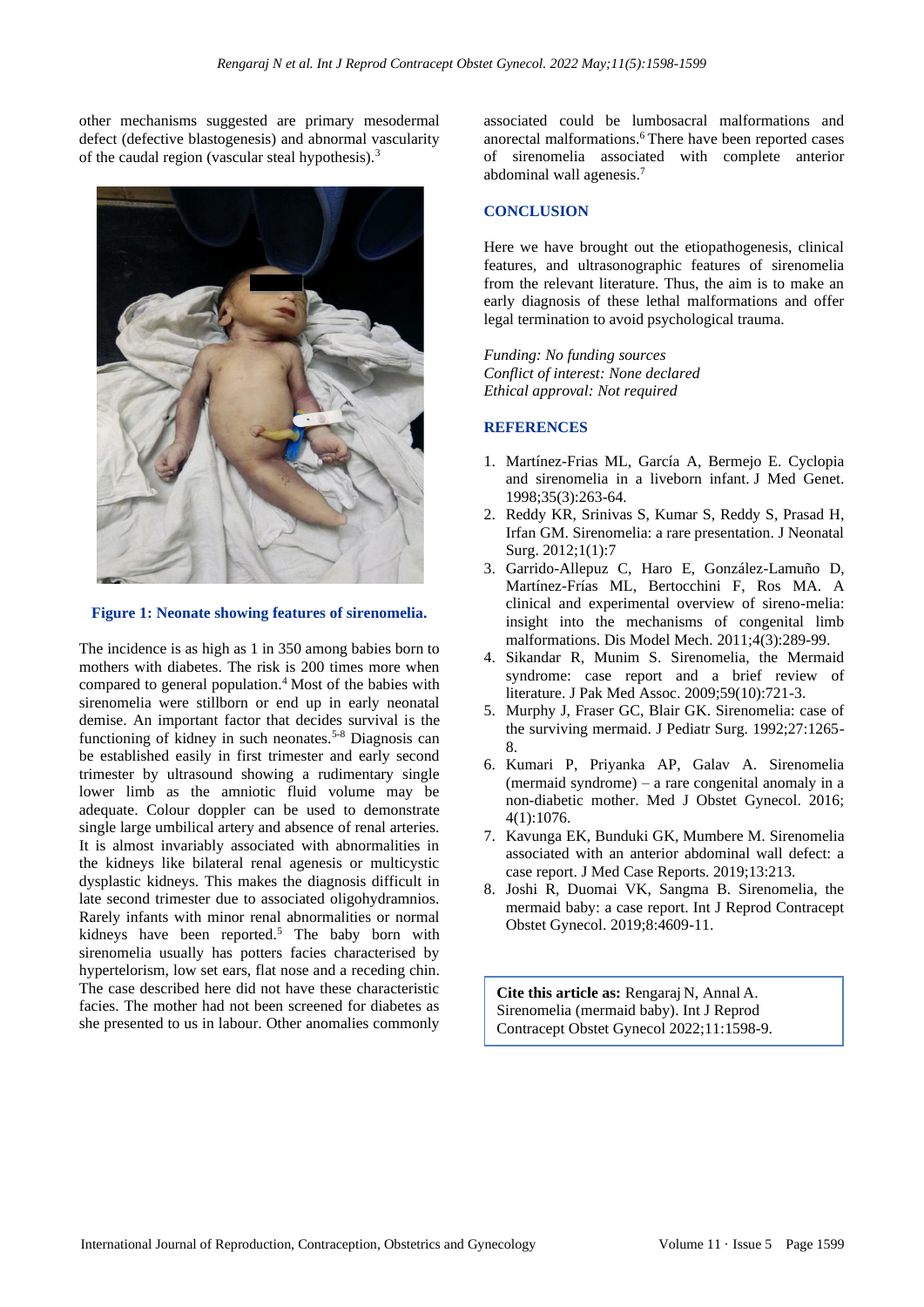other mechanisms suggested are primary mesodermal defect (defective blastogenesis) and abnormal vascularity of the caudal region (vascular steal hypothesis).[3]

**Figure 1: Neonate showing features of sirenomelia.**

The incidence is as high as 1 in 350 among babies born to mothers with diabetes. The risk is 200 times more when compared to general population.[4] Most of the babies with sirenomelia were stillborn or end up in early neonatal demise. An important factor that decides survival is the functioning of kidney in such neonates.[5-8] Diagnosis can be established easily in first trimester and early second trimester by ultrasound showing a rudimentary single lower limb as the amniotic fluid volume may be adequate. Colour doppler can be used to demonstrate single large umbilical artery and absence of renal arteries. It is almost invariably associated with abnormalities in the kidneys like bilateral renal agenesis or multicystic dysplastic kidneys. This makes the diagnosis difficult in late second trimester due to associated oligohydramnios. Rarely infants with minor renal abnormalities or normal kidneys have been reported.[5] The baby born with sirenomelia usually has potters facies characterised by hypertelorism, low set ears, flat nose and a receding chin. The case described here did not have these characteristic facies. The mother had not been screened for diabetes as she presented to us in labour. Other anomalies commonly associated could be lumbosacral malformations and anorectal malformations.[6] There have been reported cases of sirenomelia associated with complete anterior abdominal wall agenesis.[7]

## CONCLUSION

Here we have brought out the etiopathogenesis, clinical features, and ultrasonographic features of sirenomelia from the relevant literature. Thus, the aim is to make an early diagnosis of these lethal malformations and offer legal termination to avoid psychological trauma.

*Funding: No funding sources*
*Conflict of interest: None declared*
*Ethical approval: Not required*

## REFERENCES

1. Martínez-Frias ML, García A, Bermejo E. Cyclopia and sirenomelia in a liveborn infant. J Med Genet. 1998;35(3):263-64.
2. Reddy KR, Srinivas S, Kumar S, Reddy S, Prasad H, Irfan GM. Sirenomelia: a rare presentation. J Neonatal Surg. 2012;1(1):7
3. Garrido-Allepuz C, Haro E, González-Lamuño D, Martínez-Frías ML, Bertocchini F, Ros MA. A clinical and experimental overview of sireno-melia: insight into the mechanisms of congenital limb malformations. Dis Model Mech. 2011;4(3):289-99.
4. Sikandar R, Munim S. Sirenomelia, the Mermaid syndrome: case report and a brief review of literature. J Pak Med Assoc. 2009;59(10):721-3.
5. Murphy J, Fraser GC, Blair GK. Sirenomelia: case of the surviving mermaid. J Pediatr Surg. 1992;27:1265-8.
6. Kumari P, Priyanka AP, Galav A. Sirenomelia (mermaid syndrome) – a rare congenital anomaly in a non-diabetic mother. Med J Obstet Gynecol. 2016; 4(1):1076.
7. Kavunga EK, Bunduki GK, Mumbere M. Sirenomelia associated with an anterior abdominal wall defect: a case report. J Med Case Reports. 2019;13:213.
8. Joshi R, Duomai VK, Sangma B. Sirenomelia, the mermaid baby: a case report. Int J Reprod Contracept Obstet Gynecol. 2019;8:4609-11.

**Cite this article as:** Rengaraj N, Annal A. Sirenomelia (mermaid baby). Int J Reprod Contracept Obstet Gynecol 2022;11:1598-9.